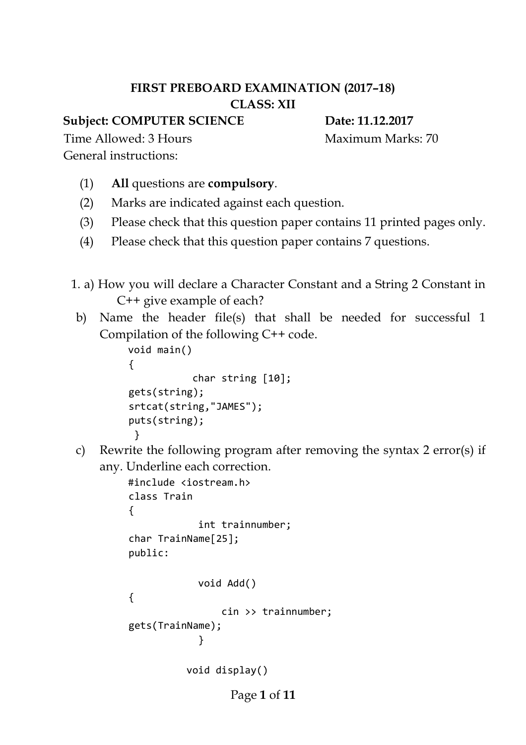**FIRST PREBOARD EXAMINATION (2017–18)**
**CLASS: XII**

**Subject: COMPUTER SCIENCE** **Date: 11.12.2017**

Time Allowed: 3 Hours Maximum Marks: 70

General instructions:

1. **All** questions are **compulsory**.
2. Marks are indicated against each question.
3. Please check that this question paper contains 11 printed pages only.
4. Please check that this question paper contains 7 questions.

1. a) How you will declare a Character Constant and a String Constant in C++ give example of each? 2

b) Name the header file(s) that shall be needed for successful Compilation of the following C++ code. 1

```
void main()
{
            char string [10];
gets(string);
srtcat(string,"JAMES");
puts(string);
 }
```

c) Rewrite the following program after removing the syntax error(s) if any. Underline each correction. 2

```
#include <iostream.h>
class Train
{
            int trainnumber;
char TrainName[25];
public:

            void Add()
{
                cin >> trainnumber;
gets(TrainName);
            }

          void display()
```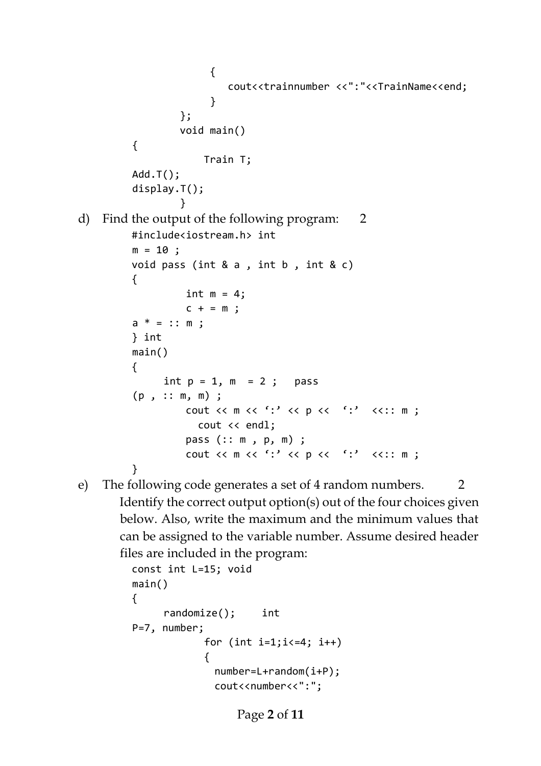```
                {
                    cout<<trainnumber <<":"<<TrainName<<end;
                }
        };
        void main()
{
            Train T;
Add.T();
display.T();
        }
```

d) Find the output of the following program: 2

```
#include<iostream.h> int
m = 10 ;
void pass (int & a , int b , int & c)
{
        int m = 4;
        c + = m ;
a * = :: m ;
} int
main()
{
     int p = 1, m  = 2 ;   pass
(p , :: m, m) ;
        cout << m << ':' << p <<  ':'  <<:: m ;
          cout << endl;
        pass (:: m , p, m) ;
        cout << m << ':' << p <<  ':'  <<:: m ;
}
```

e) The following code generates a set of 4 random numbers. 2

Identify the correct output option(s) out of the four choices given below. Also, write the maximum and the minimum values that can be assigned to the variable number. Assume desired header files are included in the program:

```
const int L=15; void
main()
{
     randomize();    int
P=7, number;
          for (int i=1;i<=4; i++)
          {
            number=L+random(i+P);
            cout<<number<<":";
```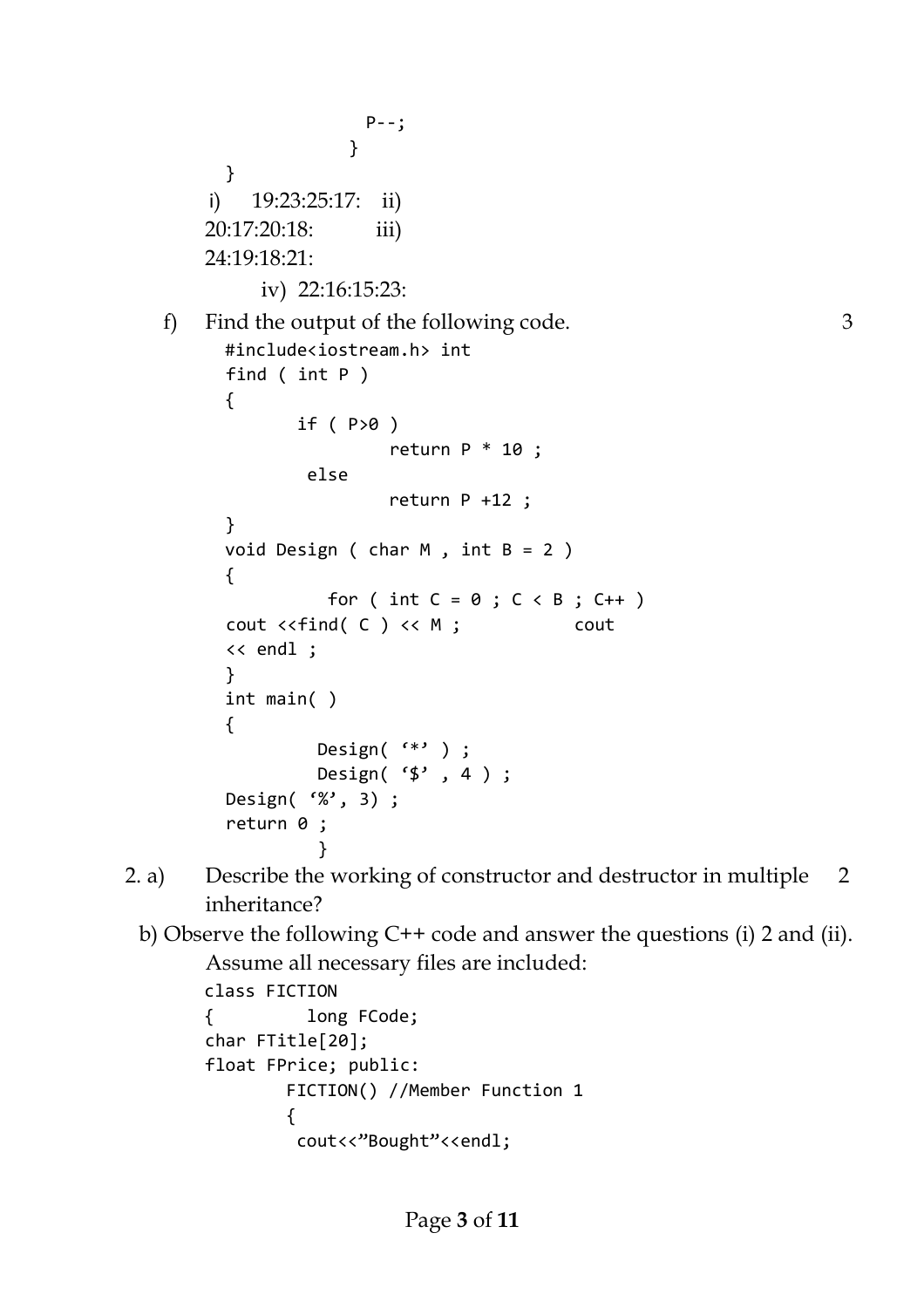```
                P--;
            }
    }
```

i) 19:23:25:17: ii) 20:17:20:18: iii) 24:19:18:21:

iv) 22:16:15:23:

f) Find the output of the following code. 3

```
#include<iostream.h> int
find ( int P )
{
       if ( P>0 )
               return P * 10 ;
        else
               return P +12 ;
}
void Design ( char M , int B = 2 )
{
          for ( int C = 0 ; C < B ; C++ )
cout <<find( C ) << M ;           cout
<< endl ;
}
int main( )
{
         Design( '*' ) ;
         Design( '$' , 4 ) ;
Design( '%', 3) ;
return 0 ;
         }
```

2. a) Describe the working of constructor and destructor in multiple inheritance? 2

b) Observe the following C++ code and answer the questions (i) 2 and (ii). Assume all necessary files are included:

```
class FICTION
{         long FCode;
char FTitle[20];
float FPrice; public:
        FICTION() //Member Function 1
        {
         cout<<"Bought"<<endl;
```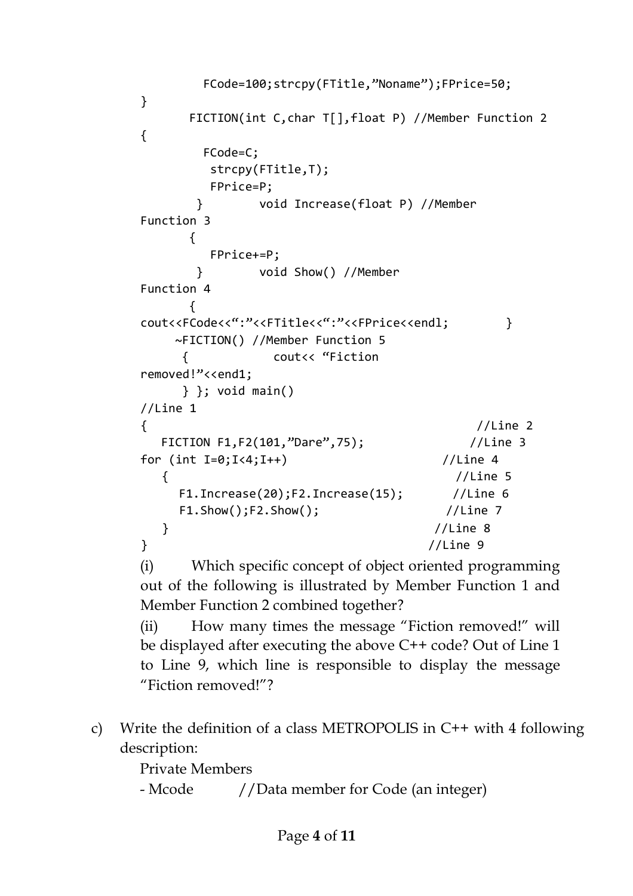```
         FCode=100;strcpy(FTitle,"Noname");FPrice=50;
}
       FICTION(int C,char T[],float P) //Member Function 2
{
         FCode=C;
          strcpy(FTitle,T);
          FPrice=P;
        }        void Increase(float P) //Member
Function 3
       {
          FPrice+=P;
        }        void Show() //Member
Function 4
       {
cout<<FCode<<":"<<FTitle<<":"<<FPrice<<endl;        }
     ~FICTION() //Member Function 5
      {            cout<< "Fiction
removed!"<<end1;
      } }; void main()
//Line 1
{                                                //Line 2
   FICTION F1,F2(101,"Dare",75);              //Line 3
for (int I=0;I<4;I++)                        //Line 4
   {                                           //Line 5
     F1.Increase(20);F2.Increase(15);       //Line 6
     F1.Show();F2.Show();                  //Line 7
   }                                       //Line 8
}                                          //Line 9
```

(i) Which specific concept of object oriented programming out of the following is illustrated by Member Function 1 and Member Function 2 combined together?

(ii) How many times the message "Fiction removed!" will be displayed after executing the above C++ code? Out of Line 1 to Line 9, which line is responsible to display the message "Fiction removed!"?

c) Write the definition of a class METROPOLIS in C++ with 4 following description:

Private Members

- Mcode //Data member for Code (an integer)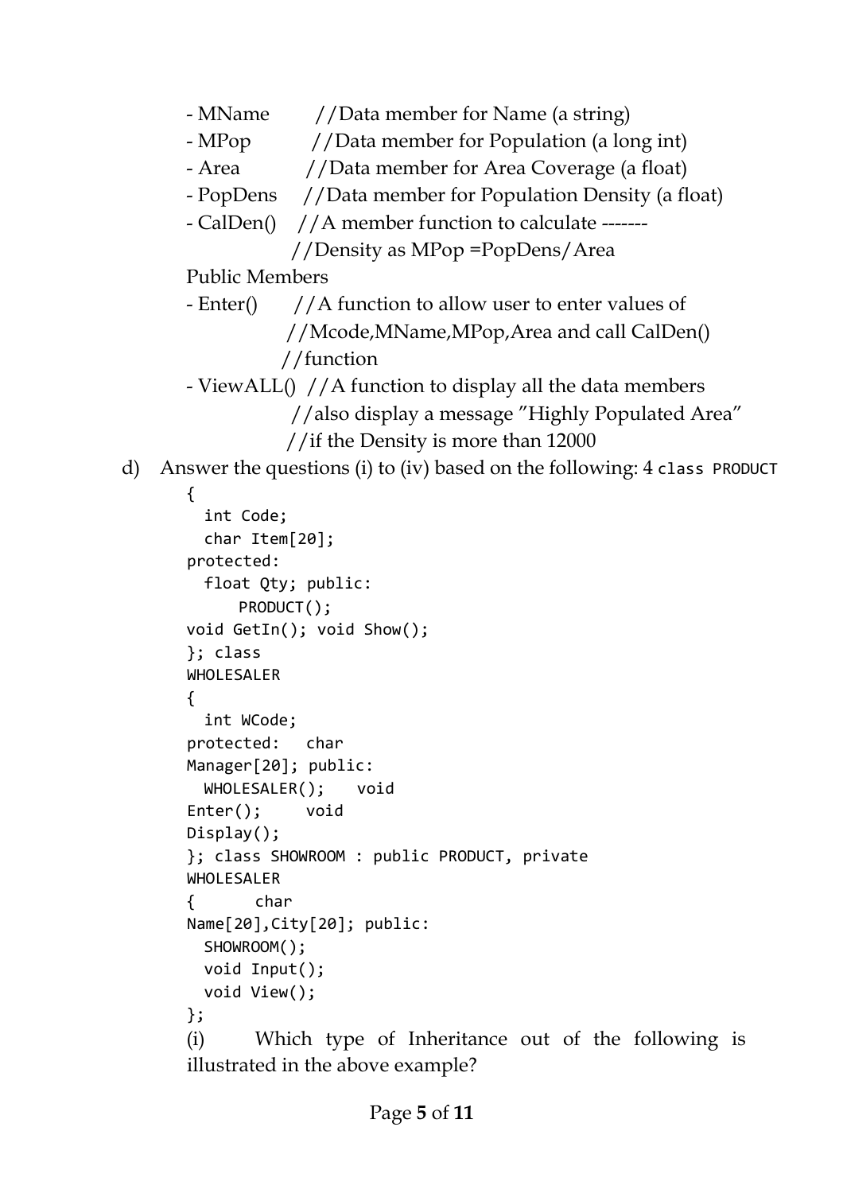- MName //Data member for Name (a string)
- MPop //Data member for Population (a long int)
- Area //Data member for Area Coverage (a float)
- PopDens //Data member for Population Density (a float)
- CalDen() //A member function to calculate -------
  //Density as MPop =PopDens/Area

Public Members

- Enter() //A function to allow user to enter values of
  //Mcode,MName,MPop,Area and call CalDen()
  //function
- ViewALL() //A function to display all the data members
  //also display a message "Highly Populated Area"
  //if the Density is more than 12000

d) Answer the questions (i) to (iv) based on the following: 4 `class PRODUCT`

```
{
  int Code;
  char Item[20];
protected:
  float Qty; public:
      PRODUCT();
void GetIn(); void Show();
}; class
WHOLESALER
{
  int WCode;
protected:   char
Manager[20]; public:
  WHOLESALER();   void
Enter();     void
Display();
}; class SHOWROOM : public PRODUCT, private
WHOLESALER
{      char
Name[20],City[20]; public:
  SHOWROOM();
  void Input();
  void View();
};
```

(i) Which type of Inheritance out of the following is illustrated in the above example?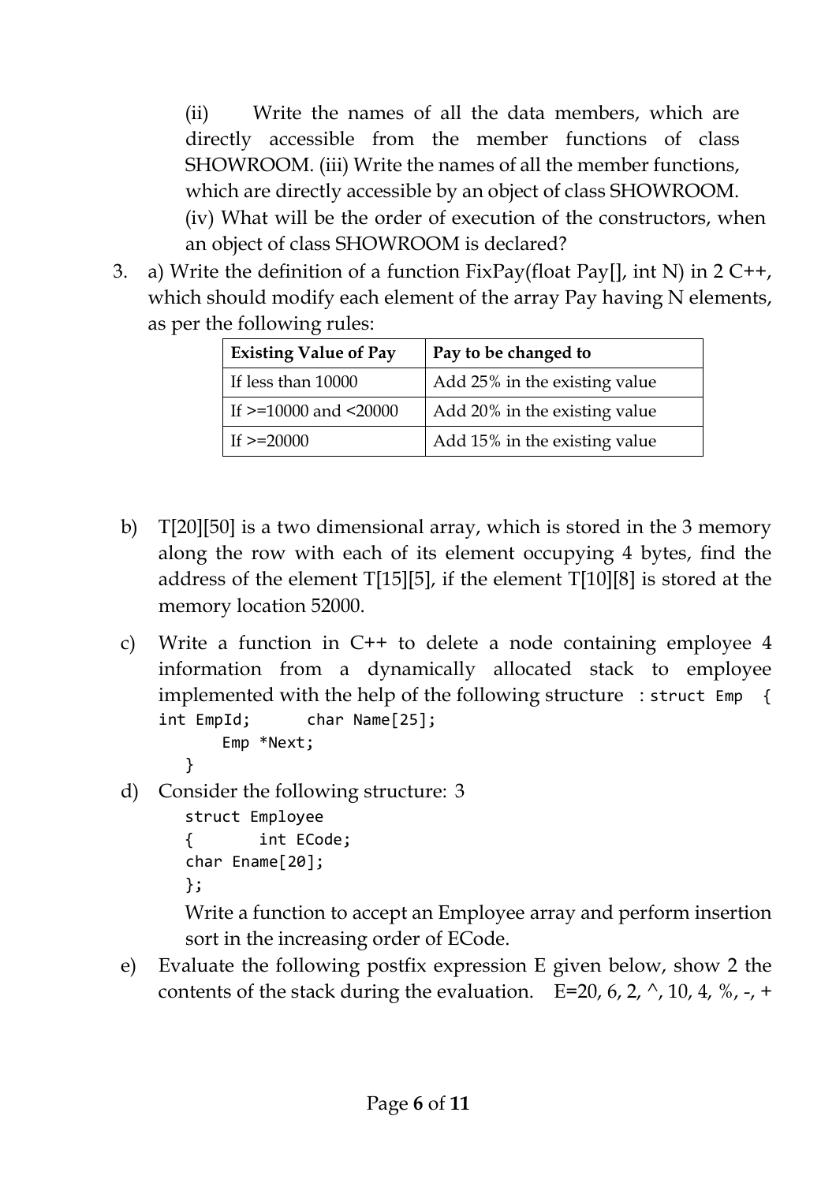(ii) Write the names of all the data members, which are directly accessible from the member functions of class SHOWROOM. (iii) Write the names of all the member functions, which are directly accessible by an object of class SHOWROOM.

(iv) What will be the order of execution of the constructors, when an object of class SHOWROOM is declared?

3. a) Write the definition of a function FixPay(float Pay[], int N) in 2 C++, which should modify each element of the array Pay having N elements, as per the following rules:

| **Existing Value of Pay** | **Pay to be changed to** |
|---|---|
| If less than 10000 | Add 25% in the existing value |
| If >=10000 and <20000 | Add 20% in the existing value |
| If >=20000 | Add 15% in the existing value |

b) T[20][50] is a two dimensional array, which is stored in the 3 memory along the row with each of its element occupying 4 bytes, find the address of the element T[15][5], if the element T[10][8] is stored at the memory location 52000.

c) Write a function in C++ to delete a node containing employee 4 information from a dynamically allocated stack to employee implemented with the help of the following structure : 

```
struct Emp {
int EmpId;      char Name[25];
      Emp *Next;
   }
```

d) Consider the following structure: 3

```
struct Employee
{       int ECode;
char Ename[20];
};
```

Write a function to accept an Employee array and perform insertion sort in the increasing order of ECode.

e) Evaluate the following postfix expression E given below, show 2 the contents of the stack during the evaluation. E=20, 6, 2, ^, 10, 4, %, -, +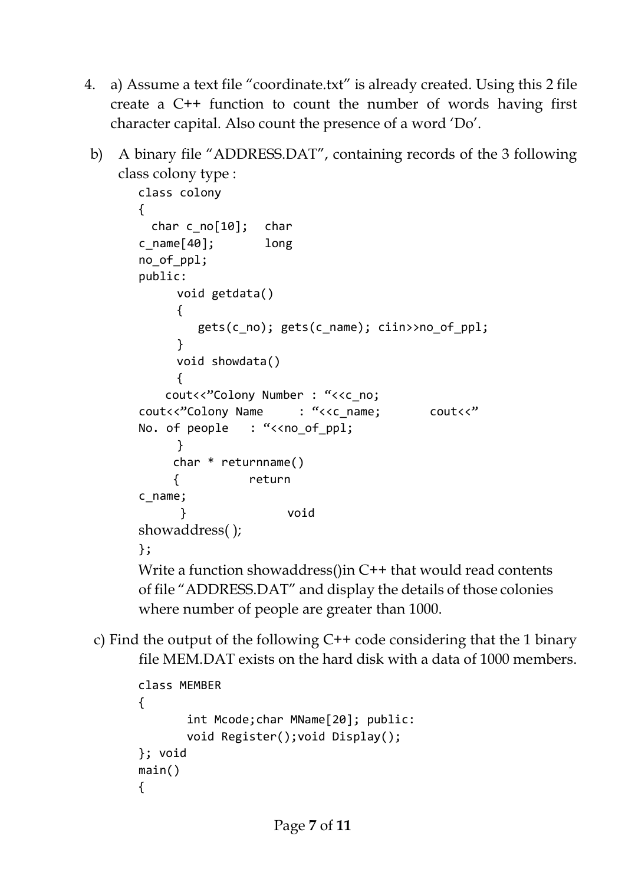4. a) Assume a text file "coordinate.txt" is already created. Using this 2 file create a C++ function to count the number of words having first character capital. Also count the presence of a word 'Do'.

b) A binary file "ADDRESS.DAT", containing records of the 3 following class colony type :

```
class colony
{
  char c_no[10];   char
c_name[40];       long
no_of_ppl;
public:
      void getdata()
      {
         gets(c_no); gets(c_name); ciin>>no_of_ppl;
      }
      void showdata()
      {
    cout<<"Colony Number : "<<c_no;
cout<<"Colony Name     : "<<c_name;       cout<<"
No. of people   : "<<no_of_ppl;
      }
      char * returnname()
      {          return
c_name;
       }              void
showaddress( );
};
```

Write a function showaddress()in C++ that would read contents of file "ADDRESS.DAT" and display the details of those colonies where number of people are greater than 1000.

c) Find the output of the following C++ code considering that the 1 binary file MEM.DAT exists on the hard disk with a data of 1000 members.

```
class MEMBER
{
       int Mcode;char MName[20]; public:
       void Register();void Display();
}; void
main()
{
```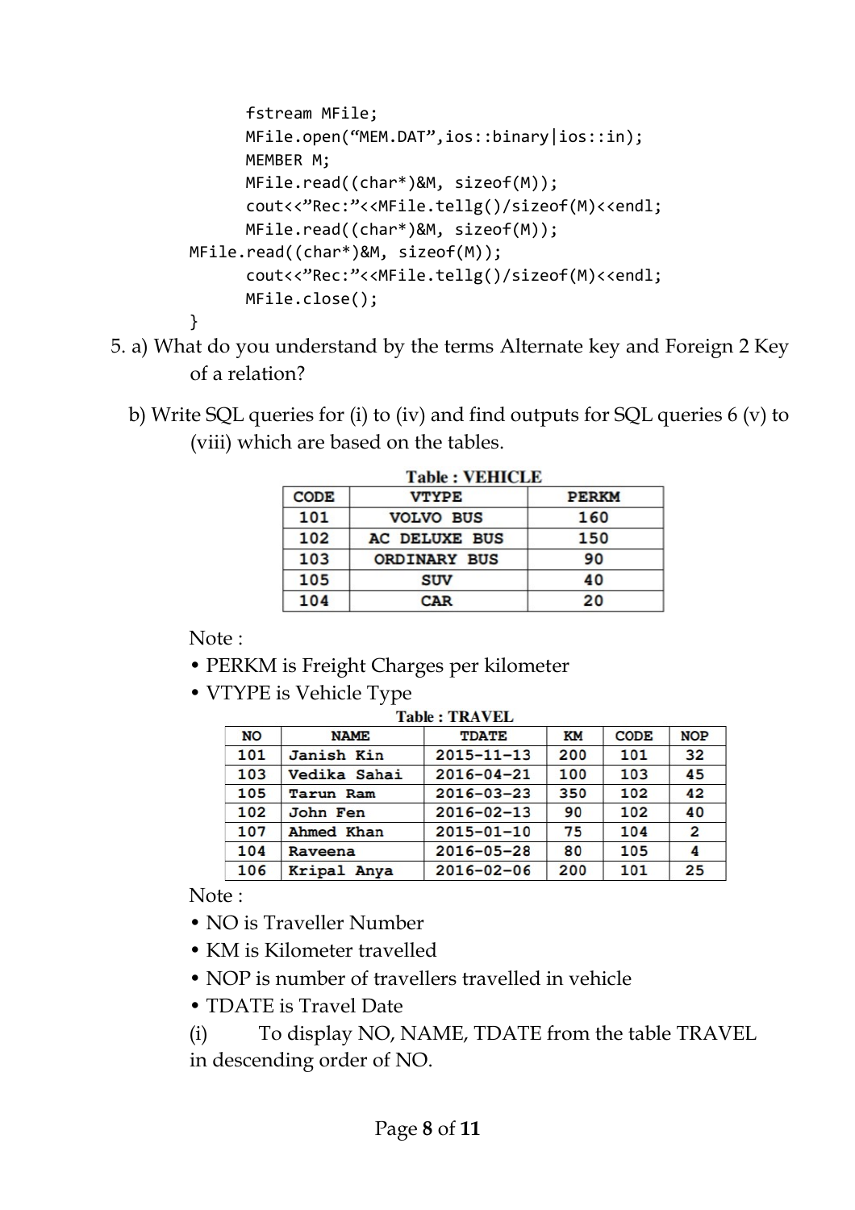```
      fstream MFile;
      MFile.open("MEM.DAT",ios::binary|ios::in);
      MEMBER M;
      MFile.read((char*)&M, sizeof(M));
      cout<<"Rec:"<<MFile.tellg()/sizeof(M)<<endl;
      MFile.read((char*)&M, sizeof(M));
MFile.read((char*)&M, sizeof(M));
      cout<<"Rec:"<<MFile.tellg()/sizeof(M)<<endl;
      MFile.close();
}
```

5. a) What do you understand by the terms Alternate key and Foreign 2 Key of a relation?

b) Write SQL queries for (i) to (iv) and find outputs for SQL queries 6 (v) to (viii) which are based on the tables.

**Table : VEHICLE**

| CODE | VTYPE | PERKM |
|---|---|---|
| 101 | VOLVO BUS | 160 |
| 102 | AC DELUXE BUS | 150 |
| 103 | ORDINARY BUS | 90 |
| 105 | SUV | 40 |
| 104 | CAR | 20 |

Note :

- PERKM is Freight Charges per kilometer
- VTYPE is Vehicle Type

**Table : TRAVEL**

| NO | NAME | TDATE | KM | CODE | NOP |
|---|---|---|---|---|---|
| 101 | Janish Kin | 2015-11-13 | 200 | 101 | 32 |
| 103 | Vedika Sahai | 2016-04-21 | 100 | 103 | 45 |
| 105 | Tarun Ram | 2016-03-23 | 350 | 102 | 42 |
| 102 | John Fen | 2016-02-13 | 90 | 102 | 40 |
| 107 | Ahmed Khan | 2015-01-10 | 75 | 104 | 2 |
| 104 | Raveena | 2016-05-28 | 80 | 105 | 4 |
| 106 | Kripal Anya | 2016-02-06 | 200 | 101 | 25 |

Note :

- NO is Traveller Number
- KM is Kilometer travelled
- NOP is number of travellers travelled in vehicle
- TDATE is Travel Date

(i) To display NO, NAME, TDATE from the table TRAVEL in descending order of NO.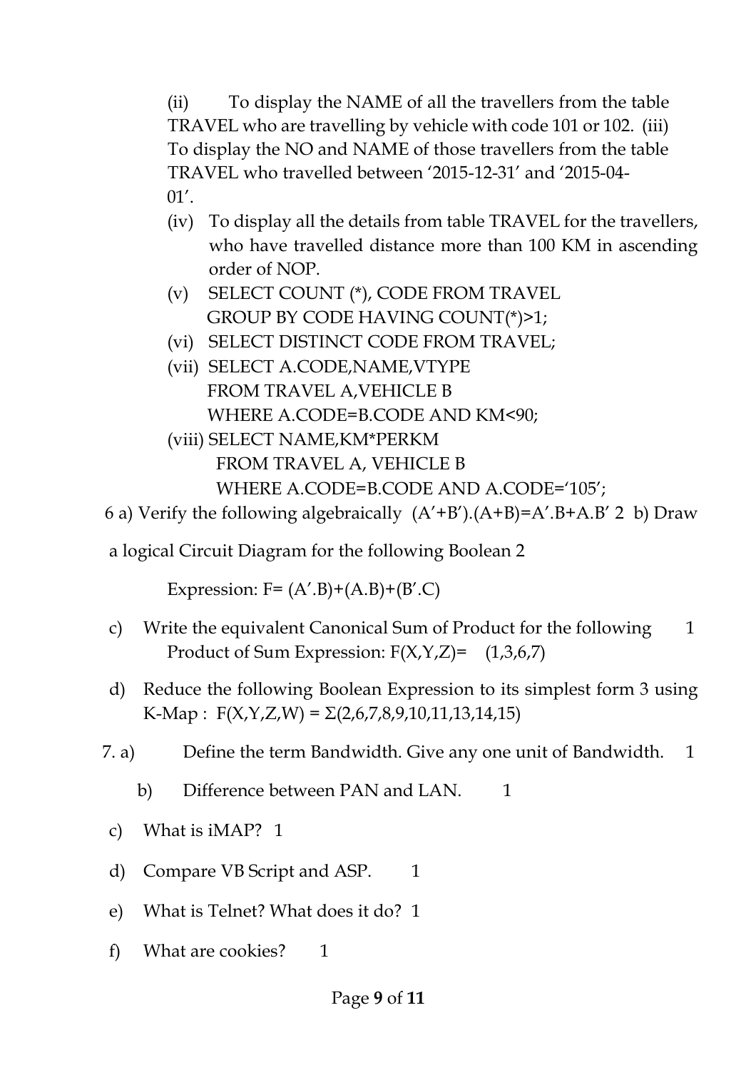(ii) To display the NAME of all the travellers from the table TRAVEL who are travelling by vehicle with code 101 or 102. (iii) To display the NO and NAME of those travellers from the table TRAVEL who travelled between '2015-12-31' and '2015-04-01'.

(iv) To display all the details from table TRAVEL for the travellers, who have travelled distance more than 100 KM in ascending order of NOP.

(v) SELECT COUNT (*), CODE FROM TRAVEL
GROUP BY CODE HAVING COUNT(*)>1;

(vi) SELECT DISTINCT CODE FROM TRAVEL;

(vii) SELECT A.CODE,NAME,VTYPE
FROM TRAVEL A,VEHICLE B
WHERE A.CODE=B.CODE AND KM<90;

(viii) SELECT NAME,KM*PERKM
FROM TRAVEL A, VEHICLE B
WHERE A.CODE=B.CODE AND A.CODE='105';

6 a) Verify the following algebraically $(A'+B').(A+B)=A'.B+A.B'$ 2 b) Draw a logical Circuit Diagram for the following Boolean 2

Expression: $F= (A'.B)+(A.B)+(B'.C)$

c) Write the equivalent Canonical Sum of Product for the following 1
Product of Sum Expression: F(X,Y,Z)= (1,3,6,7)

d) Reduce the following Boolean Expression to its simplest form 3 using K-Map : $F(X,Y,Z,W) = \Sigma(2,6,7,8,9,10,11,13,14,15)$

7. a) Define the term Bandwidth. Give any one unit of Bandwidth. 1

b) Difference between PAN and LAN. 1

c) What is iMAP? 1

d) Compare VB Script and ASP. 1

e) What is Telnet? What does it do? 1

f) What are cookies? 1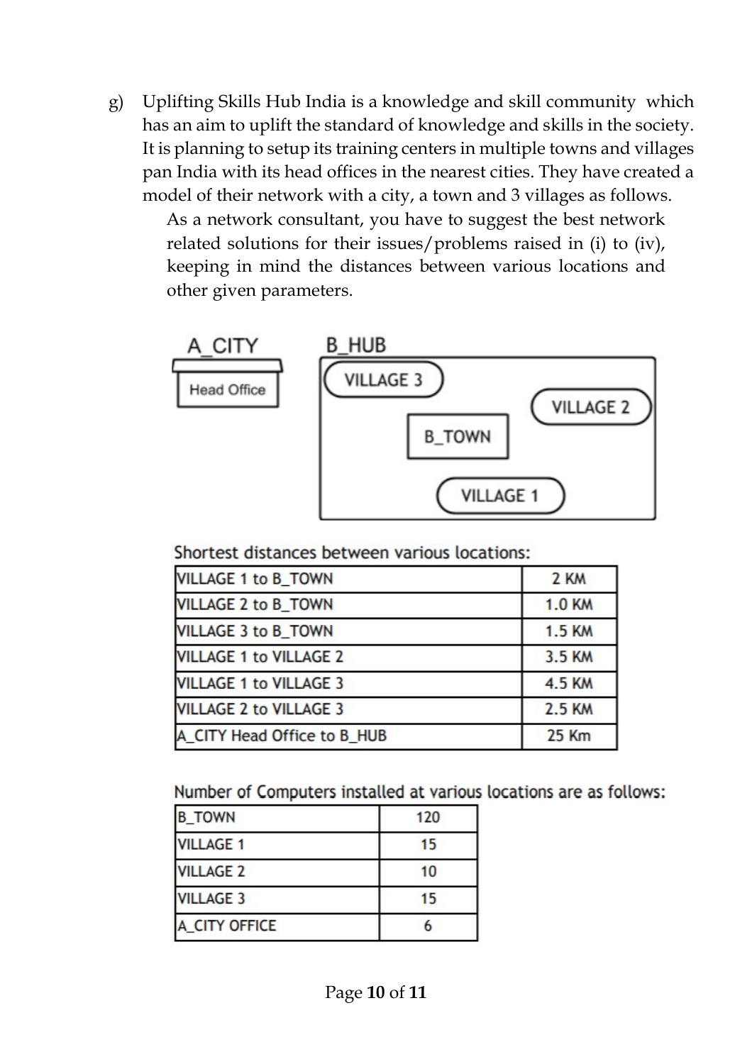g) Uplifting Skills Hub India is a knowledge and skill community which has an aim to uplift the standard of knowledge and skills in the society. It is planning to setup its training centers in multiple towns and villages pan India with its head offices in the nearest cities. They have created a model of their network with a city, a town and 3 villages as follows.

As a network consultant, you have to suggest the best network related solutions for their issues/problems raised in (i) to (iv), keeping in mind the distances between various locations and other given parameters.

A_CITY: Head Office

B_HUB: VILLAGE 3, VILLAGE 2, B_TOWN, VILLAGE 1

Shortest distances between various locations:

| | |
|---|---|
| VILLAGE 1 to B_TOWN | 2 KM |
| VILLAGE 2 to B_TOWN | 1.0 KM |
| VILLAGE 3 to B_TOWN | 1.5 KM |
| VILLAGE 1 to VILLAGE 2 | 3.5 KM |
| VILLAGE 1 to VILLAGE 3 | 4.5 KM |
| VILLAGE 2 to VILLAGE 3 | 2.5 KM |
| A_CITY Head Office to B_HUB | 25 Km |

Number of Computers installed at various locations are as follows:

| | |
|---|---|
| B_TOWN | 120 |
| VILLAGE 1 | 15 |
| VILLAGE 2 | 10 |
| VILLAGE 3 | 15 |
| A_CITY OFFICE | 6 |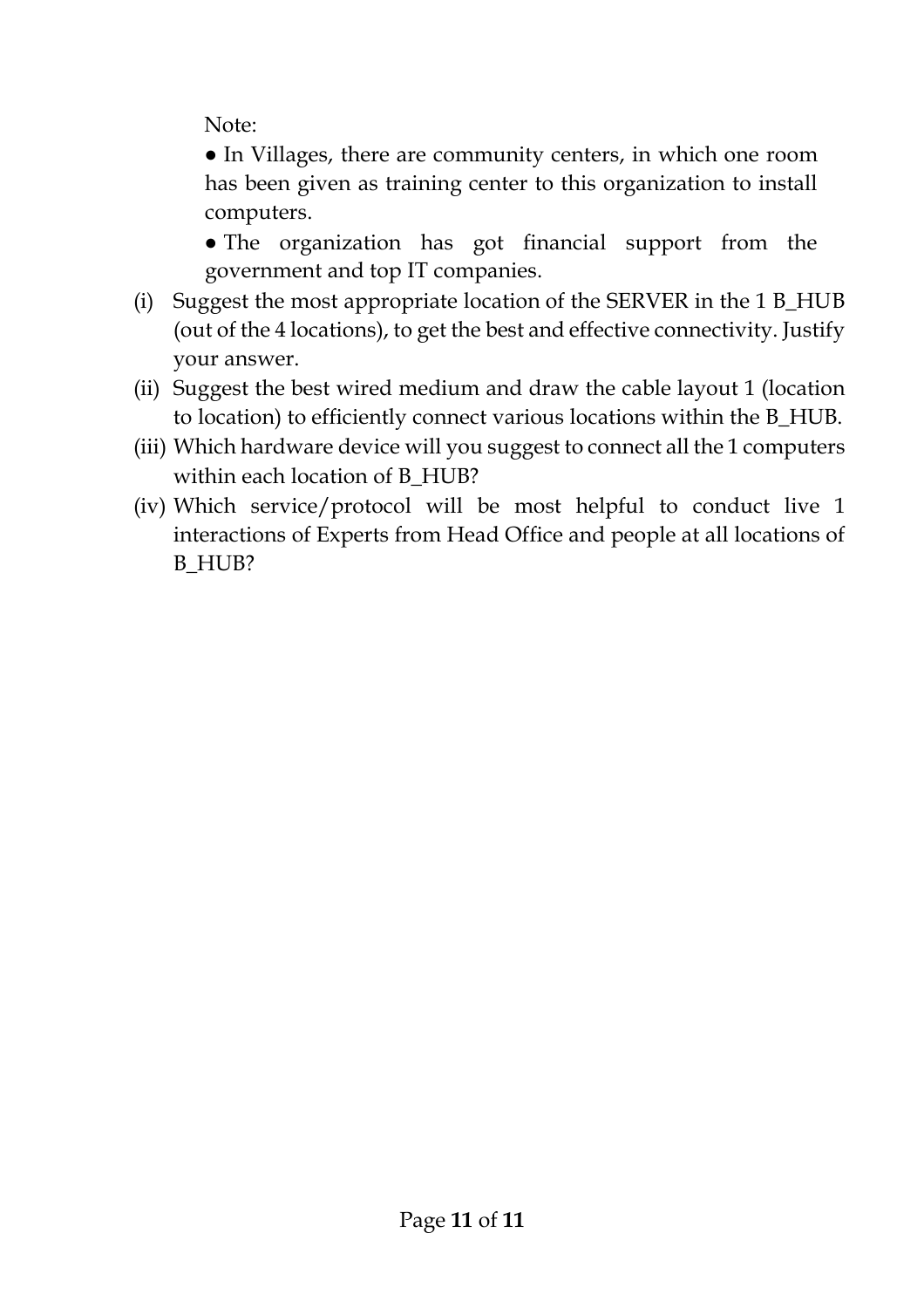Note:

- In Villages, there are community centers, in which one room has been given as training center to this organization to install computers.
- The organization has got financial support from the government and top IT companies.

(i) Suggest the most appropriate location of the SERVER in the 1 B_HUB (out of the 4 locations), to get the best and effective connectivity. Justify your answer.

(ii) Suggest the best wired medium and draw the cable layout 1 (location to location) to efficiently connect various locations within the B_HUB.

(iii) Which hardware device will you suggest to connect all the 1 computers within each location of B_HUB?

(iv) Which service/protocol will be most helpful to conduct live 1 interactions of Experts from Head Office and people at all locations of B_HUB?